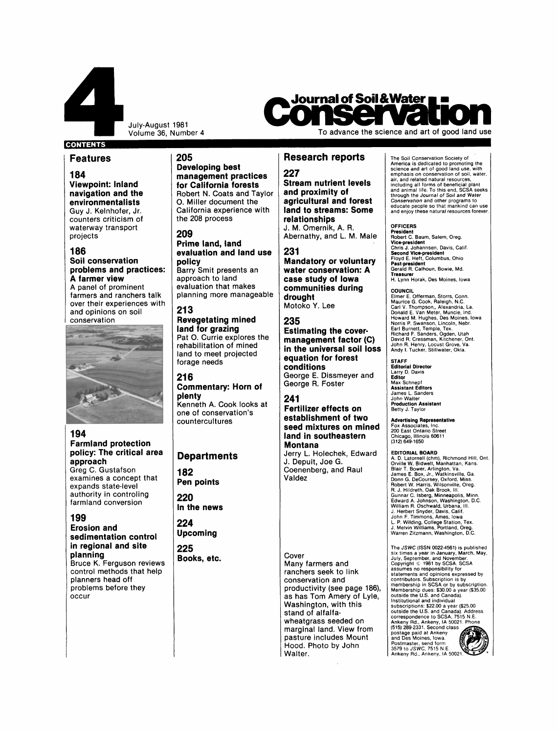# Journal of Soil & Water Conservation

To advance the science and art of good land use

July-August 1981
Volume 36, Number 4

## CONTENTS

### Features

**184**
**Viewpoint: Inland navigation and the environmentalists**
Guy J. Kelnhofer, Jr. counters criticism of waterway transport projects

**186**
**Soil conservation problems and practices: A farmer view**
A panel of prominent farmers and ranchers talk over their experiences with and opinions on soil conservation

**194**
**Farmland protection policy: The critical area approach**
Greg C. Gustafson examines a concept that expands state-level authority in controling farmland conversion

**199**
**Erosion and sedimentation control in regional and site planning**
Bruce K. Ferguson reviews control methods that help planners head off problems before they occur

**205**
**Developing best management practices for California forests**
Robert N. Coats and Taylor O. Miller document the California experience with the 208 process

**209**
**Prime land, land evaluation and land use policy**
Barry Smit presents an approach to land evaluation that makes planning more manageable

**213**
**Revegetating mined land for grazing**
Pat O. Currie explores the rehabilitation of mined land to meet projected forage needs

**216**
**Commentary: Horn of plenty**
Kenneth A. Cook looks at one of conservation's countercultures

### Departments

**182**
**Pen points**

**220**
**In the news**

**224**
**Upcoming**

**225**
**Books, etc.**

### Research reports

**227**
**Stream nutrient levels and proximity of agricultural and forest land to streams: Some relationships**
J. M. Omernik, A. R. Abernathy, and L. M. Male

**231**
**Mandatory or voluntary water conservation: A case study of Iowa communities during drought**
Motoko Y. Lee

**235**
**Estimating the cover-management factor (C) in the universal soil loss equation for forest conditions**
George E. Dissmeyer and George R. Foster

**241**
**Fertilizer effects on establishment of two seed mixtures on mined land in southeastern Montana**
Jerry L. Holechek, Edward J. Depuit, Joe G. Coenenberg, and Raul Valdez

Cover
Many farmers and ranchers seek to link conservation and productivity (see page 186), as has Tom Amery of Lyle, Washington, with this stand of alfalfa-wheatgrass seeded on marginal land. View from pasture includes Mount Hood. Photo by John Walter.

The Soil Conservation Society of America is dedicated to promoting the science and art of good land use, with emphasis on conservation of soil, water, air, and related natural resources, including all forms of beneficial plant and animal life. To this end, SCSA seeks through the *Journal of Soil and Water Conservation* and other programs to educate people so that mankind can use and enjoy these natural resources forever.

**OFFICERS**
**President**
Robert C. Baum, Salem, Oreg.
**Vice-president**
Chris J. Johannsen, Davis, Calif.
**Second Vice-president**
Floyd E. Heft, Columbus, Ohio
**Past-president**
Gerald R. Calhoun, Bowie, Md.
**Treasurer**
H. Lynn Horak, Des Moines, Iowa

**COUNCIL**
Elmer E. Offerman, Storrs, Conn.
Maurice G. Cook, Raleigh, N.C.
Carl V. Thompson,, Alexandria, La.
Donald E. Van Meter, Muncie, Ind.
Howard M. Hughes, Des Moines, Iowa
Norris P. Swanson, Lincoln, Nebr.
Earl Burnett, Temple, Tex.
Richard F. Sanders, Ogden, Utah
David R. Cressman, Kitchener, Ont.
John R. Henry, Locust Grove, Va.
Andy I. Tucker, Stillwater, Okla.

**STAFF**
**Editorial Director**
Larry D. Davis
**Editor**
Max Schnepf
**Assistant Editors**
James L. Sanders
John Walter
**Production Assistant**
Betty J. Taylor

**Advertising Representative**
Fox Associates, Inc.
200 East Ontario Street
Chicago, Illinois 60611
(312) 649-1650

**EDITORIAL BOARD**
A. D. Latornell (chm), Richmond Hill, Ont.
Orville W. Bidwell, Manhattan, Kans.
Blair T. Bower, Arlington, Va.
James E. Box, Jr., Watkinsville, Ga.
Donn G. DeCoursey, Oxford, Miss.
Robert W. Harris, Wilsonville, Oreg.
R. J. Hildreth, Oak Brook, Ill.
Gunnar C. Isberg, Minneapolis, Minn.
Edward A. Johnson, Washington, D.C.
William R. Oschwald, Urbana, Ill.
J. Herbert Snyder, Davis, Calif.
John F. Timmons, Ames, Iowa
L. P. Wilding, College Station, Tex.
J. Melvin Williams, Portland, Oreg.
Warren Zitzmann, Washington, D.C.

The *JSWC* (ISSN 0022-4561) is published six times a year in January, March, May, July, September, and November. Copyright © 1981 by SCSA. SCSA assumes no responsibility for statements and opinions expressed by contributors. Subscription is by membership in SCSA or by subscription. Membership dues: $30.00 a year ($35.00 outside the U.S. and Canada). Institutional and individual subscriptions: $22.00 a year ($25.00 outside the U.S. and Canada). Address correspondence to SCSA, 7515 N.E. Ankeny Rd., Ankeny, IA 50021. Phone (515) 289-2331. Second class postage paid at Ankeny and Des Moines, Iowa. Postmaster, send form 3579 to *JSWC*, 7515 N.E. Ankeny Rd., Ankeny, IA 50021.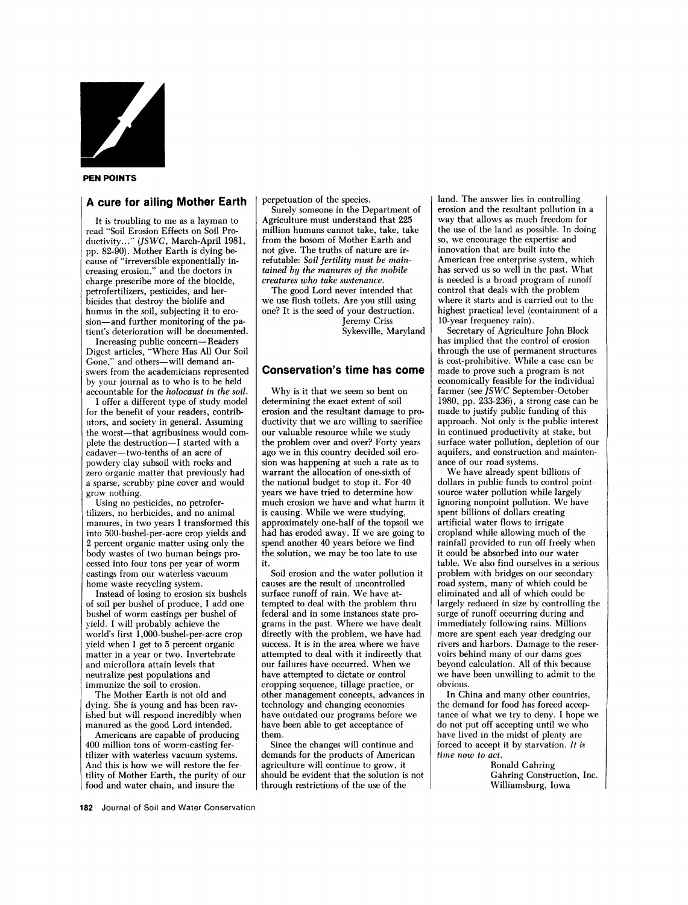**PEN POINTS**

## A cure for ailing Mother Earth

It is troubling to me as a layman to read "Soil Erosion Effects on Soil Productivity..." (*JSWC*, March-April 1981, pp. 82-90). Mother Earth is dying because of "irreversible exponentially increasing erosion," and the doctors in charge prescribe more of the biocide, petrofertilizers, pesticides, and herbicides that destroy the biolife and humus in the soil, subjecting it to erosion—and further monitoring of the patient's deterioration will be documented.

Increasing public concern—Readers Digest articles, "Where Has All Our Soil Gone," and others—will demand answers from the academicians represented by your journal as to who is to be held accountable for the *holocaust in the soil*.

I offer a different type of study model for the benefit of your readers, contributors, and society in general. Assuming the worst—that agribusiness would complete the destruction—I started with a cadaver—two-tenths of an acre of powdery clay subsoil with rocks and zero organic matter that previously had a sparse, scrubby pine cover and would grow nothing.

Using no pesticides, no petrofertilizers, no herbicides, and no animal manures, in two years I transformed this into 500-bushel-per-acre crop yields and 2 percent organic matter using only the body wastes of two human beings processed into four tons per year of worm castings from our waterless vacuum home waste recycling system.

Instead of losing to erosion six bushels of soil per bushel of produce, I add one bushel of worm castings per bushel of yield. I will probably achieve the world's first 1,000-bushel-per-acre crop yield when I get to 5 percent organic matter in a year or two. Invertebrate and microflora attain levels that neutralize pest populations and immunize the soil to erosion.

The Mother Earth is not old and dying. She is young and has been ravished but will respond incredibly when manured as the good Lord intended.

Americans are capable of producing 400 million tons of worm-casting fertilizer with waterless vacuum systems. And this is how we will restore the fertility of Mother Earth, the purity of our food and water chain, and insure the perpetuation of the species.

Surely someone in the Department of Agriculture must understand that 225 million humans cannot take, take, take from the bosom of Mother Earth and not give. The truths of nature are irrefutable: *Soil fertility must be maintained by the manures of the mobile creatures who take sustenance.*

The good Lord never intended that we use flush toilets. Are you still using one? It is the seed of your destruction.

Jeremy Criss
Sykesville, Maryland

## Conservation's time has come

Why is it that we seem so bent on determining the exact extent of soil erosion and the resultant damage to productivity that we are willing to sacrifice our valuable resource while we study the problem over and over? Forty years ago we in this country decided soil erosion was happening at such a rate as to warrant the allocation of one-sixth of the national budget to stop it. For 40 years we have tried to determine how much erosion we have and what harm it is causing. While we were studying, approximately one-half of the topsoil we had has eroded away. If we are going to spend another 40 years before we find the solution, we may be too late to use it.

Soil erosion and the water pollution it causes are the result of uncontrolled surface runoff of rain. We have attempted to deal with the problem thru federal and in some instances state programs in the past. Where we have dealt directly with the problem, we have had success. It is in the area where we have attempted to deal with it indirectly that our failures have occurred. When we have attempted to dictate or control cropping sequence, tillage practice, or other management concepts, advances in technology and changing economics have outdated our programs before we have been able to get acceptance of them.

Since the changes will continue and demands for the products of American agriculture will continue to grow, it should be evident that the solution is not through restrictions of the use of the land. The answer lies in controlling erosion and the resultant pollution in a way that allows as much freedom for the use of the land as possible. In doing so, we encourage the expertise and innovation that are built into the American free enterprise system, which has served us so well in the past. What is needed is a broad program of runoff control that deals with the problem where it starts and is carried out to the highest practical level (containment of a 10-year frequency rain).

Secretary of Agriculture John Block has implied that the control of erosion through the use of permanent structures is cost-prohibitive. While a case can be made to prove such a program is not economically feasible for the individual farmer (see *JSWC* September-October 1980, pp. 233-236), a strong case can be made to justify public funding of this approach. Not only is the public interest in continued productivity at stake, but surface water pollution, depletion of our aquifers, and construction and maintenance of our road systems.

We have already spent billions of dollars in public funds to control point-source water pollution while largely ignoring nonpoint pollution. We have spent billions of dollars creating artificial water flows to irrigate cropland while allowing much of the rainfall provided to run off freely when it could be absorbed into our water table. We also find ourselves in a serious problem with bridges on our secondary road system, many of which could be eliminated and all of which could be largely reduced in size by controlling the surge of runoff occurring during and immediately following rains. Millions more are spent each year dredging our rivers and harbors. Damage to the reservoirs behind many of our dams goes beyond calculation. All of this because we have been unwilling to admit to the obvious.

In China and many other countries, the demand for food has forced acceptance of what we try to deny. I hope we do not put off accepting until we who have lived in the midst of plenty are forced to accept it by starvation. *It is time now to act.*

Ronald Gahring
Gahring Construction, Inc.
Williamsburg, Iowa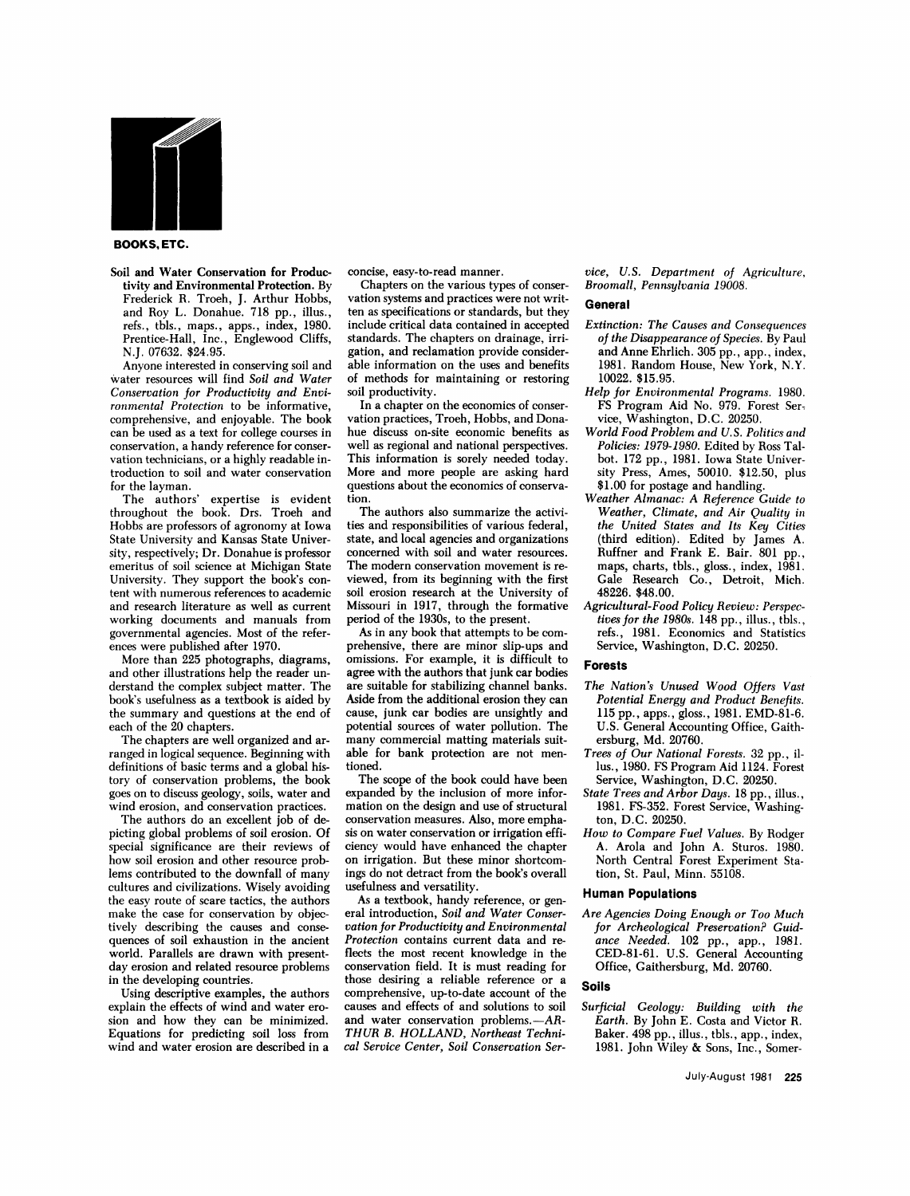## BOOKS, ETC.

**Soil and Water Conservation for Productivity and Environmental Protection.** By Frederick R. Troeh, J. Arthur Hobbs, and Roy L. Donahue. 718 pp., illus., refs., tbls., maps., apps., index, 1980. Prentice-Hall, Inc., Englewood Cliffs, N.J. 07632. $24.95.

Anyone interested in conserving soil and water resources will find *Soil and Water Conservation for Productivity and Environmental Protection* to be informative, comprehensive, and enjoyable. The book can be used as a text for college courses in conservation, a handy reference for conservation technicians, or a highly readable introduction to soil and water conservation for the layman.

The authors' expertise is evident throughout the book. Drs. Troeh and Hobbs are professors of agronomy at Iowa State University and Kansas State University, respectively; Dr. Donahue is professor emeritus of soil science at Michigan State University. They support the book's content with numerous references to academic and research literature as well as current working documents and manuals from governmental agencies. Most of the references were published after 1970.

More than 225 photographs, diagrams, and other illustrations help the reader understand the complex subject matter. The book's usefulness as a textbook is aided by the summary and questions at the end of each of the 20 chapters.

The chapters are well organized and arranged in logical sequence. Beginning with definitions of basic terms and a global history of conservation problems, the book goes on to discuss geology, soils, water and wind erosion, and conservation practices.

The authors do an excellent job of depicting global problems of soil erosion. Of special significance are their reviews of how soil erosion and other resource problems contributed to the downfall of many cultures and civilizations. Wisely avoiding the easy route of scare tactics, the authors make the case for conservation by objectively describing the causes and consequences of soil exhaustion in the ancient world. Parallels are drawn with present-day erosion and related resource problems in the developing countries.

Using descriptive examples, the authors explain the effects of wind and water erosion and how they can be minimized. Equations for predicting soil loss from wind and water erosion are described in a concise, easy-to-read manner.

Chapters on the various types of conservation systems and practices were not written as specifications or standards, but they include critical data contained in accepted standards. The chapters on drainage, irrigation, and reclamation provide considerable information on the uses and benefits of methods for maintaining or restoring soil productivity.

In a chapter on the economics of conservation practices, Troeh, Hobbs, and Donahue discuss on-site economic benefits as well as regional and national perspectives. This information is sorely needed today. More and more people are asking hard questions about the economics of conservation.

The authors also summarize the activities and responsibilities of various federal, state, and local agencies and organizations concerned with soil and water resources. The modern conservation movement is reviewed, from its beginning with the first soil erosion research at the University of Missouri in 1917, through the formative period of the 1930s, to the present.

As in any book that attempts to be comprehensive, there are minor slip-ups and omissions. For example, it is difficult to agree with the authors that junk car bodies are suitable for stabilizing channel banks. Aside from the additional erosion they can cause, junk car bodies are unsightly and potential sources of water pollution. The many commercial matting materials suitable for bank protection are not mentioned.

The scope of the book could have been expanded by the inclusion of more information on the design and use of structural conservation measures. Also, more emphasis on water conservation or irrigation efficiency would have enhanced the chapter on irrigation. But these minor shortcomings do not detract from the book's overall usefulness and versatility.

As a textbook, handy reference, or general introduction, *Soil and Water Conservation for Productivity and Environmental Protection* contains current data and reflects the most recent knowledge in the conservation field. It is must reading for those desiring a reliable reference or a comprehensive, up-to-date account of the causes and effects of and solutions to soil and water conservation problems.—*ARTHUR B. HOLLAND, Northeast Technical Service Center, Soil Conservation Service, U.S. Department of Agriculture, Broomall, Pennsylvania 19008.*

### General

*Extinction: The Causes and Consequences of the Disappearance of Species.* By Paul and Anne Ehrlich. 305 pp., app., index, 1981. Random House, New York, N.Y. 10022. $15.95.

*Help for Environmental Programs.* 1980. FS Program Aid No. 979. Forest Service, Washington, D.C. 20250.

*World Food Problem and U.S. Politics and Policies: 1979-1980.* Edited by Ross Talbot. 172 pp., 1981. Iowa State University Press, Ames, 50010. $12.50, plus $1.00 for postage and handling.

*Weather Almanac: A Reference Guide to Weather, Climate, and Air Quality in the United States and Its Key Cities* (third edition). Edited by James A. Ruffner and Frank E. Bair. 801 pp., maps, charts, tbls., gloss., index, 1981. Gale Research Co., Detroit, Mich. 48226. $48.00.

*Agricultural-Food Policy Review: Perspectives for the 1980s.* 148 pp., illus., tbls., refs., 1981. Economics and Statistics Service, Washington, D.C. 20250.

### Forests

*The Nation's Unused Wood Offers Vast Potential Energy and Product Benefits.* 115 pp., apps., gloss., 1981. EMD-81-6. U.S. General Accounting Office, Gaithersburg, Md. 20760.

*Trees of Our National Forests.* 32 pp., illus., 1980. FS Program Aid 1124. Forest Service, Washington, D.C. 20250.

*State Trees and Arbor Days.* 18 pp., illus., 1981. FS-352. Forest Service, Washington, D.C. 20250.

*How to Compare Fuel Values.* By Rodger A. Arola and John A. Sturos. 1980. North Central Forest Experiment Station, St. Paul, Minn. 55108.

### Human Populations

*Are Agencies Doing Enough or Too Much for Archeological Preservation? Guidance Needed.* 102 pp., app., 1981. CED-81-61. U.S. General Accounting Office, Gaithersburg, Md. 20760.

### Soils

*Surficial Geology: Building with the Earth.* By John E. Costa and Victor R. Baker. 498 pp., illus., tbls., app., index, 1981. John Wiley & Sons, Inc., Somer-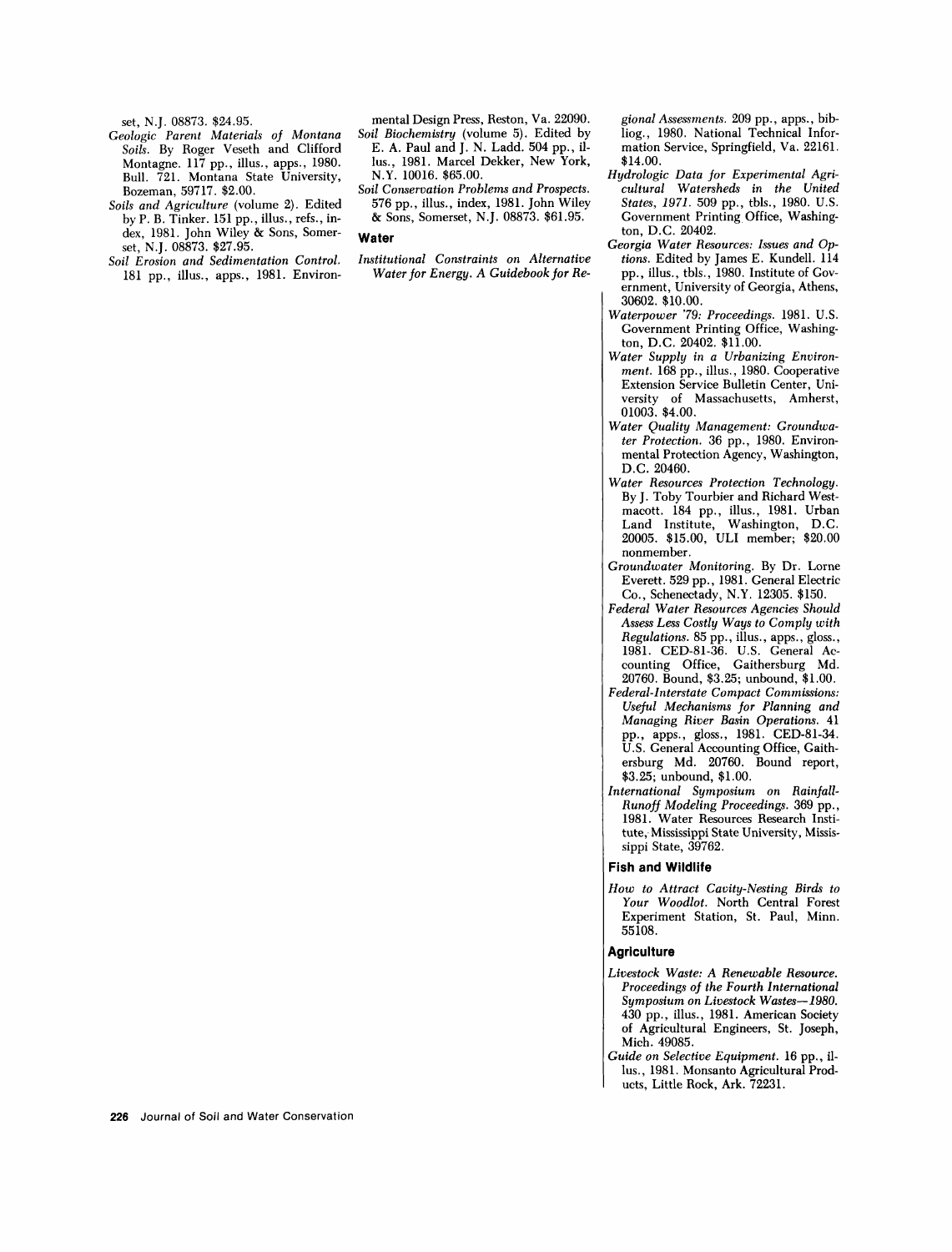set, N.J. 08873. $24.95.

*Geologic Parent Materials of Montana Soils*. By Roger Veseth and Clifford Montagne. 117 pp., illus., apps., 1980. Bull. 721. Montana State University, Bozeman, 59717. $2.00.

*Soils and Agriculture* (volume 2). Edited by P. B. Tinker. 151 pp., illus., refs., index, 1981. John Wiley & Sons, Somerset, N.J. 08873. $27.95.

*Soil Erosion and Sedimentation Control*. 181 pp., illus., apps., 1981. Environmental Design Press, Reston, Va. 22090.

*Soil Biochemistry* (volume 5). Edited by E. A. Paul and J. N. Ladd. 504 pp., illus., 1981. Marcel Dekker, New York, N.Y. 10016. $65.00.

*Soil Conservation Problems and Prospects*. 576 pp., illus., index, 1981. John Wiley & Sons, Somerset, N.J. 08873. $61.95.

### Water

*Institutional Constraints on Alternative Water for Energy. A Guidebook for Regional Assessments*. 209 pp., apps., bibliog., 1980. National Technical Information Service, Springfield, Va. 22161. $14.00.

*Hydrologic Data for Experimental Agricultural Watersheds in the United States, 1971*. 509 pp., tbls., 1980. U.S. Government Printing Office, Washington, D.C. 20402.

*Georgia Water Resources: Issues and Options*. Edited by James E. Kundell. 114 pp., illus., tbls., 1980. Institute of Government, University of Georgia, Athens, 30602. $10.00.

*Waterpower '79: Proceedings*. 1981. U.S. Government Printing Office, Washington, D.C. 20402. $11.00.

*Water Supply in a Urbanizing Environment*. 168 pp., illus., 1980. Cooperative Extension Service Bulletin Center, University of Massachusetts, Amherst, 01003. $4.00.

*Water Quality Management: Groundwater Protection*. 36 pp., 1980. Environmental Protection Agency, Washington, D.C. 20460.

*Water Resources Protection Technology*. By J. Toby Tourbier and Richard Westmacott. 184 pp., illus., 1981. Urban Land Institute, Washington, D.C. 20005. $15.00, ULI member; $20.00 nonmember.

*Groundwater Monitoring*. By Dr. Lorne Everett. 529 pp., 1981. General Electric Co., Schenectady, N.Y. 12305. $150.

*Federal Water Resources Agencies Should Assess Less Costly Ways to Comply with Regulations*. 85 pp., illus., apps., gloss., 1981. CED-81-36. U.S. General Accounting Office, Gaithersburg Md. 20760. Bound, $3.25; unbound, $1.00.

*Federal-Interstate Compact Commissions: Useful Mechanisms for Planning and Managing River Basin Operations*. 41 pp., apps., gloss., 1981. CED-81-34. U.S. General Accounting Office, Gaithersburg Md. 20760. Bound report, $3.25; unbound, $1.00.

*International Symposium on Rainfall-Runoff Modeling Proceedings*. 369 pp., 1981. Water Resources Research Institute, Mississippi State University, Mississippi State, 39762.

### Fish and Wildlife

*How to Attract Cavity-Nesting Birds to Your Woodlot*. North Central Forest Experiment Station, St. Paul, Minn. 55108.

### Agriculture

*Livestock Waste: A Renewable Resource. Proceedings of the Fourth International Symposium on Livestock Wastes—1980*. 430 pp., illus., 1981. American Society of Agricultural Engineers, St. Joseph, Mich. 49085.

*Guide on Selective Equipment*. 16 pp., illus., 1981. Monsanto Agricultural Products, Little Rock, Ark. 72231.